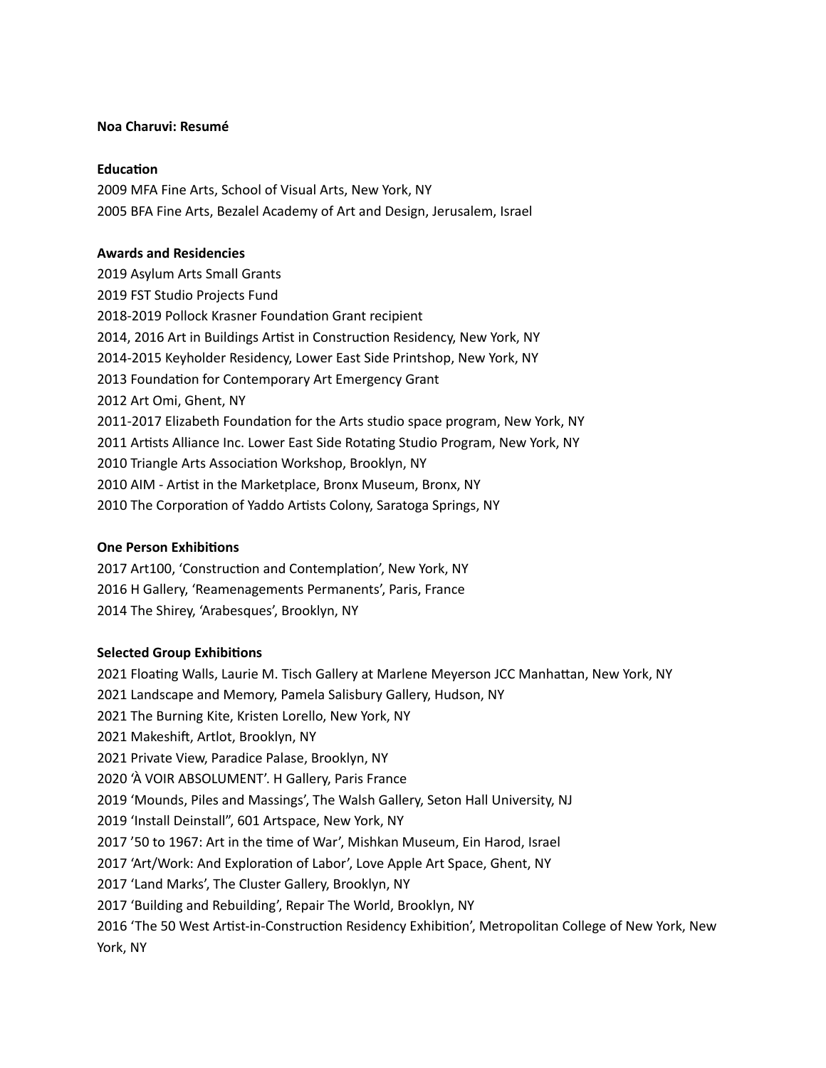**Noa Charuvi: Resumé**

**Education**

2009 MFA Fine Arts, School of Visual Arts, New York, NY
2005 BFA Fine Arts, Bezalel Academy of Art and Design, Jerusalem, Israel

**Awards and Residencies**

2019 Asylum Arts Small Grants
2019 FST Studio Projects Fund
2018-2019 Pollock Krasner Foundation Grant recipient
2014, 2016 Art in Buildings Artist in Construction Residency, New York, NY
2014-2015 Keyholder Residency, Lower East Side Printshop, New York, NY
2013 Foundation for Contemporary Art Emergency Grant
2012 Art Omi, Ghent, NY
2011-2017 Elizabeth Foundation for the Arts studio space program, New York, NY
2011 Artists Alliance Inc. Lower East Side Rotating Studio Program, New York, NY
2010 Triangle Arts Association Workshop, Brooklyn, NY
2010 AIM - Artist in the Marketplace, Bronx Museum, Bronx, NY
2010 The Corporation of Yaddo Artists Colony, Saratoga Springs, NY

**One Person Exhibitions**

2017 Art100, 'Construction and Contemplation', New York, NY
2016 H Gallery, 'Reamenagements Permanents', Paris, France
2014 The Shirey, 'Arabesques', Brooklyn, NY

**Selected Group Exhibitions**

2021 Floating Walls, Laurie M. Tisch Gallery at Marlene Meyerson JCC Manhattan, New York, NY
2021 Landscape and Memory, Pamela Salisbury Gallery, Hudson, NY
2021 The Burning Kite, Kristen Lorello, New York, NY
2021 Makeshift, Artlot, Brooklyn, NY
2021 Private View, Paradice Palase, Brooklyn, NY
2020 'À VOIR ABSOLUMENT'. H Gallery, Paris France
2019 'Mounds, Piles and Massings', The Walsh Gallery, Seton Hall University, NJ
2019 'Install Deinstall", 601 Artspace, New York, NY
2017 '50 to 1967: Art in the time of War', Mishkan Museum, Ein Harod, Israel
2017 'Art/Work: And Exploration of Labor', Love Apple Art Space, Ghent, NY
2017 'Land Marks', The Cluster Gallery, Brooklyn, NY
2017 'Building and Rebuilding', Repair The World, Brooklyn, NY
2016 'The 50 West Artist-in-Construction Residency Exhibition', Metropolitan College of New York, New York, NY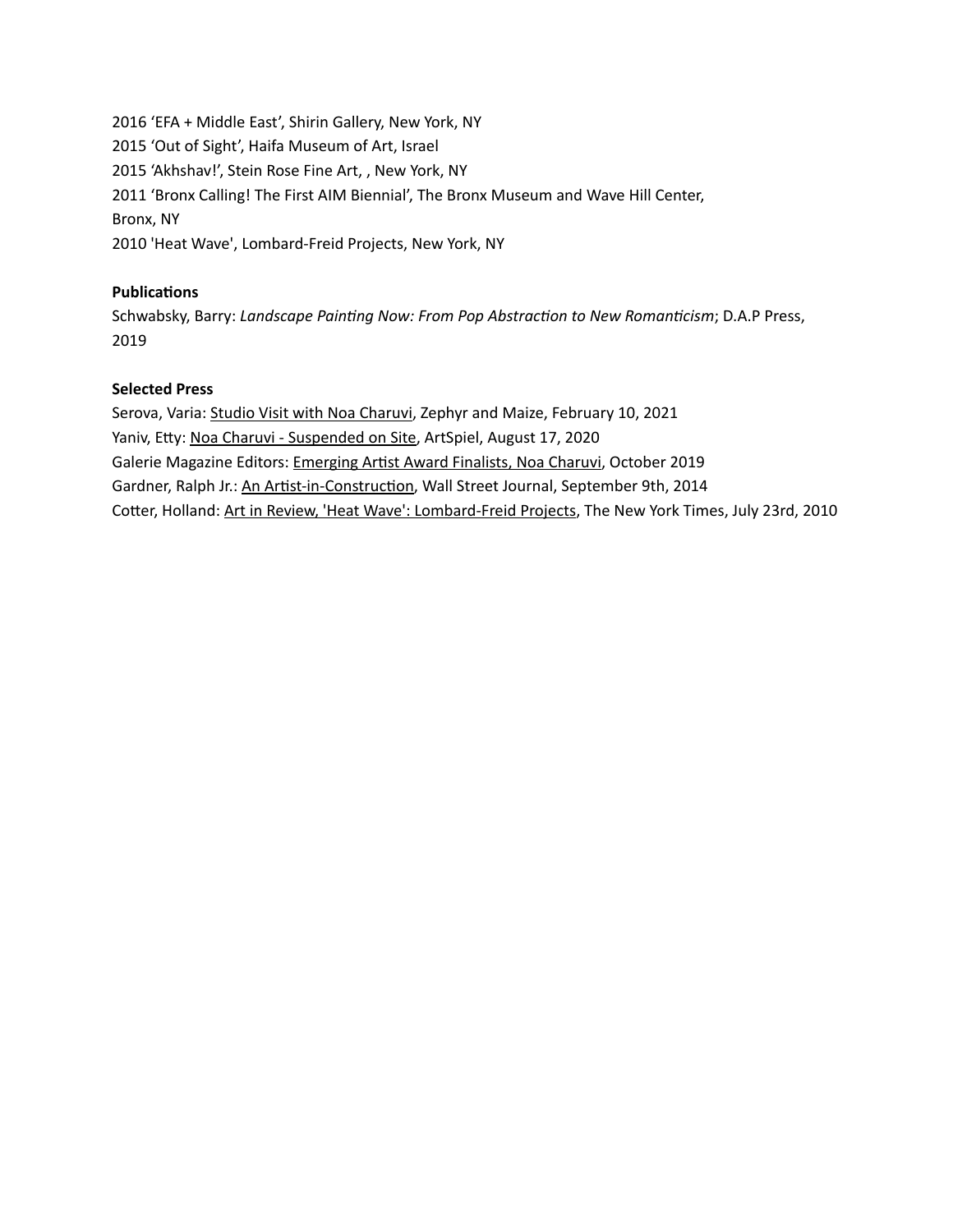2016 ‘EFA + Middle East’, Shirin Gallery, New York, NY
2015 ‘Out of Sight’, Haifa Museum of Art, Israel
2015 ‘Akhshav!’, Stein Rose Fine Art, , New York, NY
2011 ‘Bronx Calling! The First AIM Biennial’, The Bronx Museum and Wave Hill Center, Bronx, NY
2010 'Heat Wave', Lombard-Freid Projects, New York, NY

**Publications**

Schwabsky, Barry: *Landscape Painting Now: From Pop Abstraction to New Romanticism*; D.A.P Press, 2019

**Selected Press**

Serova, Varia: Studio Visit with Noa Charuvi, Zephyr and Maize, February 10, 2021
Yaniv, Etty: Noa Charuvi - Suspended on Site, ArtSpiel, August 17, 2020
Galerie Magazine Editors: Emerging Artist Award Finalists, Noa Charuvi, October 2019
Gardner, Ralph Jr.: An Artist-in-Construction, Wall Street Journal, September 9th, 2014
Cotter, Holland: Art in Review, 'Heat Wave': Lombard-Freid Projects, The New York Times, July 23rd, 2010